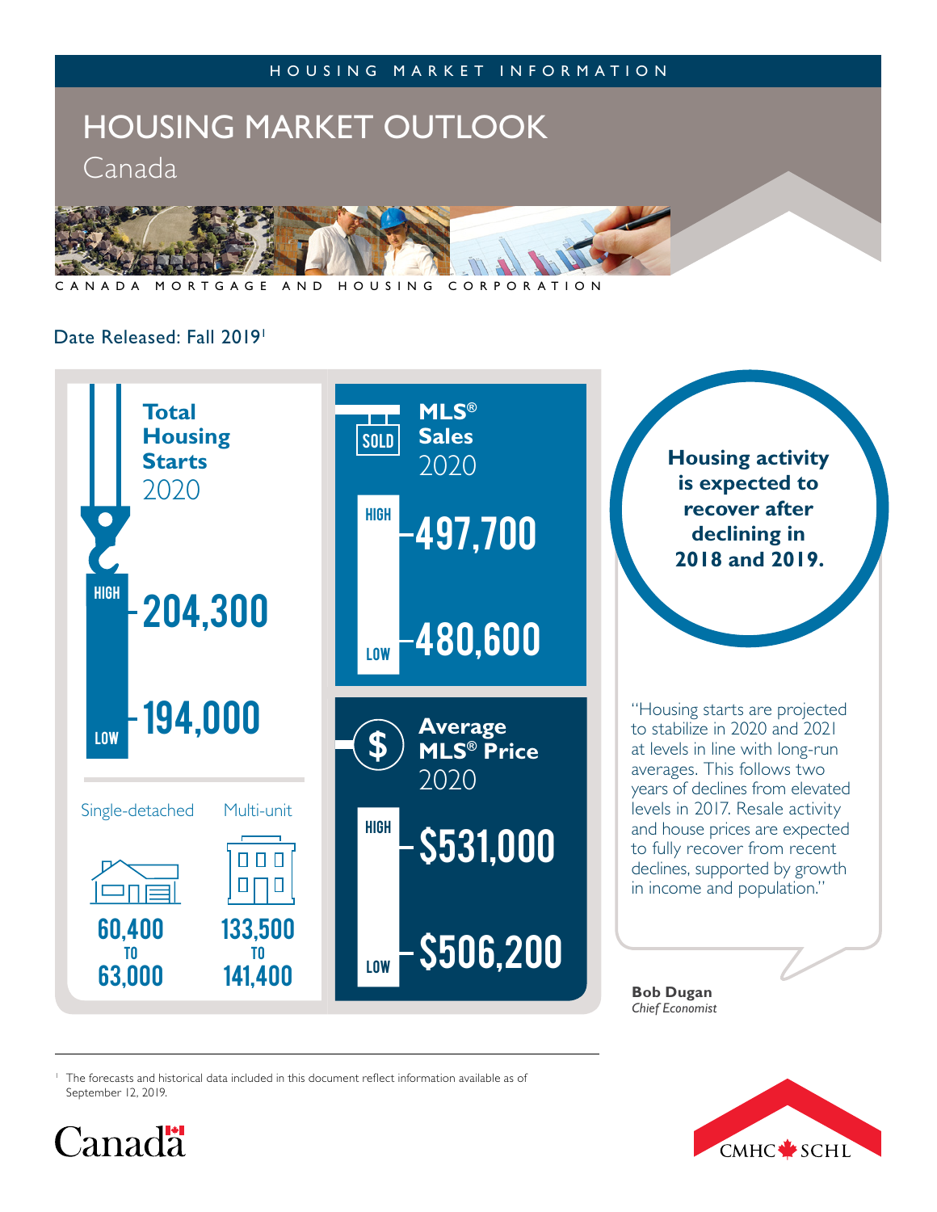HOUSING MARKET INFORMATION

# HOUSING MARKET OUTLOOK

## Canada

CANADA MORTGAGE AND HOUSING CORPORATION

Date Released: Fall 2019[1]

### Total Housing Starts 2020

HIGH 204,300

LOW 194,000

| Single-detached | Multi-unit |
| --- | --- |
| 60,400 TO 63,000 | 133,500 TO 141,400 |

### MLS® Sales 2020

HIGH 497,700

LOW 480,600

### Average MLS® Price 2020

HIGH $531,000

LOW $506,200

**Housing activity is expected to recover after declining in 2018 and 2019.**

"Housing starts are projected to stabilize in 2020 and 2021 at levels in line with long-run averages. This follows two years of declines from elevated levels in 2017. Resale activity and house prices are expected to fully recover from recent declines, supported by growth in income and population."

**Bob Dugan**
*Chief Economist*

[1] The forecasts and historical data included in this document reflect information available as of September 12, 2019.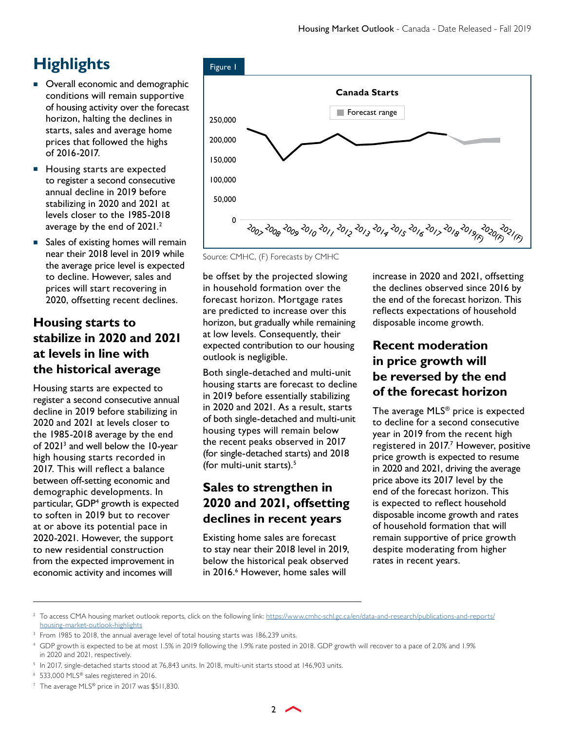# Highlights

- Overall economic and demographic conditions will remain supportive of housing activity over the forecast horizon, halting the declines in starts, sales and average home prices that followed the highs of 2016-2017.
- Housing starts are expected to register a second consecutive annual decline in 2019 before stabilizing in 2020 and 2021 at levels closer to the 1985-2018 average by the end of 2021.[2]
- Sales of existing homes will remain near their 2018 level in 2019 while the average price level is expected to decline. However, sales and prices will start recovering in 2020, offsetting recent declines.

Figure 1

**Canada Starts**

Forecast range

Source: CMHC, (F) Forecasts by CMHC

## Housing starts to stabilize in 2020 and 2021 at levels in line with the historical average

Housing starts are expected to register a second consecutive annual decline in 2019 before stabilizing in 2020 and 2021 at levels closer to the 1985-2018 average by the end of 2021[3] and well below the 10-year high housing starts recorded in 2017. This will reflect a balance between off-setting economic and demographic developments. In particular, GDP[4] growth is expected to soften in 2019 but to recover at or above its potential pace in 2020-2021. However, the support to new residential construction from the expected improvement in economic activity and incomes will be offset by the projected slowing in household formation over the forecast horizon. Mortgage rates are predicted to increase over this horizon, but gradually while remaining at low levels. Consequently, their expected contribution to our housing outlook is negligible.

Both single-detached and multi-unit housing starts are forecast to decline in 2019 before essentially stabilizing in 2020 and 2021. As a result, starts of both single-detached and multi-unit housing types will remain below the recent peaks observed in 2017 (for single-detached starts) and 2018 (for multi-unit starts).[5]

## Sales to strengthen in 2020 and 2021, offsetting declines in recent years

Existing home sales are forecast to stay near their 2018 level in 2019, below the historical peak observed in 2016.[6] However, home sales will increase in 2020 and 2021, offsetting the declines observed since 2016 by the end of the forecast horizon. This reflects expectations of household disposable income growth.

## Recent moderation in price growth will be reversed by the end of the forecast horizon

The average MLS® price is expected to decline for a second consecutive year in 2019 from the recent high registered in 2017.[7] However, positive price growth is expected to resume in 2020 and 2021, driving the average price above its 2017 level by the end of the forecast horizon. This is expected to reflect household disposable income growth and rates of household formation that will remain supportive of price growth despite moderating from higher rates in recent years.

---

[2] To access CMA housing market outlook reports, click on the following link: https://www.cmhc-schl.gc.ca/en/data-and-research/publications-and-reports/housing-market-outlook-highlights

[3] From 1985 to 2018, the annual average level of total housing starts was 186,239 units.

[4] GDP growth is expected to be at most 1.5% in 2019 following the 1.9% rate posted in 2018. GDP growth will recover to a pace of 2.0% and 1.9% in 2020 and 2021, respectively.

[5] In 2017, single-detached starts stood at 76,843 units. In 2018, multi-unit starts stood at 146,903 units.

[6] 533,000 MLS® sales registered in 2016.

[7] The average MLS® price in 2017 was $511,830.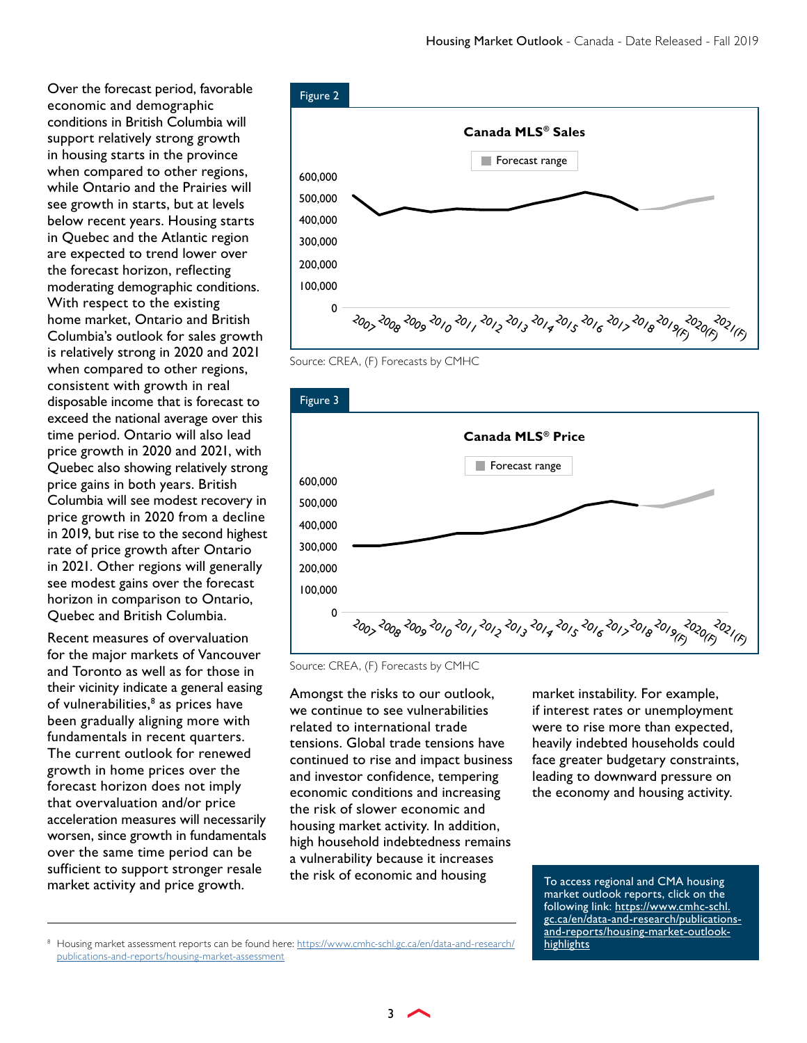Over the forecast period, favorable economic and demographic conditions in British Columbia will support relatively strong growth in housing starts in the province when compared to other regions, while Ontario and the Prairies will see growth in starts, but at levels below recent years. Housing starts in Quebec and the Atlantic region are expected to trend lower over the forecast horizon, reflecting moderating demographic conditions. With respect to the existing home market, Ontario and British Columbia's outlook for sales growth is relatively strong in 2020 and 2021 when compared to other regions, consistent with growth in real disposable income that is forecast to exceed the national average over this time period. Ontario will also lead price growth in 2020 and 2021, with Quebec also showing relatively strong price gains in both years. British Columbia will see modest recovery in price growth in 2020 from a decline in 2019, but rise to the second highest rate of price growth after Ontario in 2021. Other regions will generally see modest gains over the forecast horizon in comparison to Ontario, Quebec and British Columbia.

Recent measures of overvaluation for the major markets of Vancouver and Toronto as well as for those in their vicinity indicate a general easing of vulnerabilities,[8] as prices have been gradually aligning more with fundamentals in recent quarters. The current outlook for renewed growth in home prices over the forecast horizon does not imply that overvaluation and/or price acceleration measures will necessarily worsen, since growth in fundamentals over the same time period can be sufficient to support stronger resale market activity and price growth.

Figure 2

**Canada MLS® Sales**

Source: CREA, (F) Forecasts by CMHC

Figure 3

**Canada MLS® Price**

Source: CREA, (F) Forecasts by CMHC

Amongst the risks to our outlook, we continue to see vulnerabilities related to international trade tensions. Global trade tensions have continued to rise and impact business and investor confidence, tempering economic conditions and increasing the risk of slower economic and housing market activity. In addition, high household indebtedness remains a vulnerability because it increases the risk of economic and housing market instability. For example, if interest rates or unemployment were to rise more than expected, heavily indebted households could face greater budgetary constraints, leading to downward pressure on the economy and housing activity.

To access regional and CMA housing market outlook reports, click on the following link: https://www.cmhc-schl.gc.ca/en/data-and-research/publications-and-reports/housing-market-outlook-highlights

[8] Housing market assessment reports can be found here: https://www.cmhc-schl.gc.ca/en/data-and-research/publications-and-reports/housing-market-assessment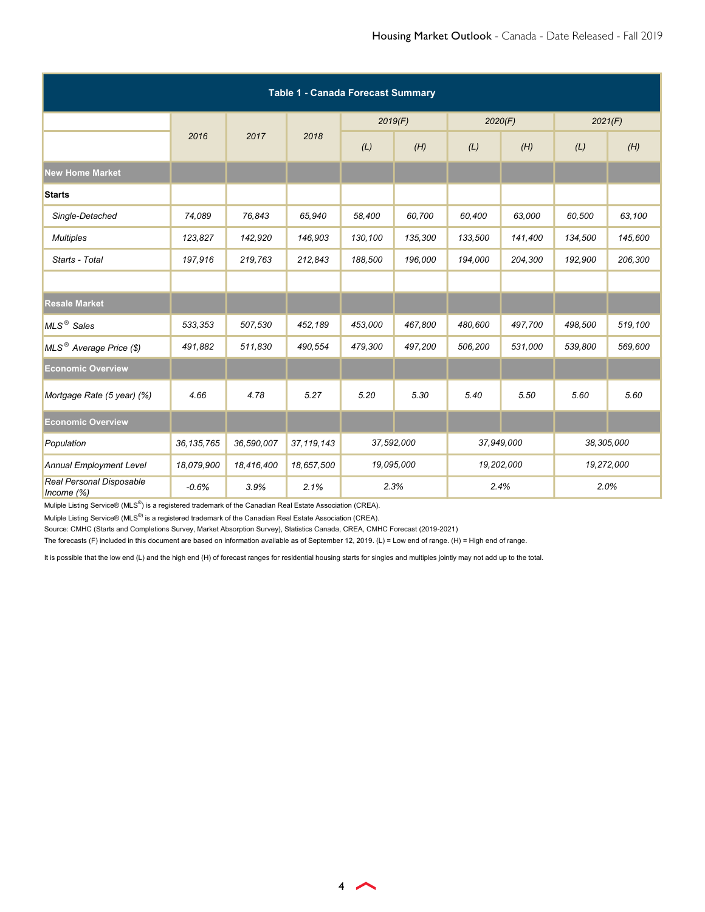**Table 1 - Canada Forecast Summary**

| | 2016 | 2017 | 2018 | 2019(F) | | 2020(F) | | 2021(F) | |
|---|---|---|---|---|---|---|---|---|---|
| | | | | (L) | (H) | (L) | (H) | (L) | (H) |
| **New Home Market** | | | | | | | | | |
| **Starts** | | | | | | | | | |
| *Single-Detached* | 74,089 | 76,843 | 65,940 | 58,400 | 60,700 | 60,400 | 63,000 | 60,500 | 63,100 |
| *Multiples* | 123,827 | 142,920 | 146,903 | 130,100 | 135,300 | 133,500 | 141,400 | 134,500 | 145,600 |
| *Starts - Total* | 197,916 | 219,763 | 212,843 | 188,500 | 196,000 | 194,000 | 204,300 | 192,900 | 206,300 |
| | | | | | | | | | |
| **Resale Market** | | | | | | | | | |
| *MLS® Sales* | 533,353 | 507,530 | 452,189 | 453,000 | 467,800 | 480,600 | 497,700 | 498,500 | 519,100 |
| *MLS® Average Price ($)* | 491,882 | 511,830 | 490,554 | 479,300 | 497,200 | 506,200 | 531,000 | 539,800 | 569,600 |
| **Economic Overview** | | | | | | | | | |
| *Mortgage Rate (5 year) (%)* | 4.66 | 4.78 | 5.27 | 5.20 | 5.30 | 5.40 | 5.50 | 5.60 | 5.60 |
| **Economic Overview** | | | | | | | | | |
| *Population* | 36,135,765 | 36,590,007 | 37,119,143 | 37,592,000 | | 37,949,000 | | 38,305,000 | |
| *Annual Employment Level* | 18,079,900 | 18,416,400 | 18,657,500 | 19,095,000 | | 19,202,000 | | 19,272,000 | |
| *Real Personal Disposable Income (%)* | -0.6% | 3.9% | 2.1% | 2.3% | | 2.4% | | 2.0% | |

Muliple Listing Service® (MLS®) is a registered trademark of the Canadian Real Estate Association (CREA).

Muliple Listing Service® (MLS®) is a registered trademark of the Canadian Real Estate Association (CREA).

Source: CMHC (Starts and Completions Survey, Market Absorption Survey), Statistics Canada, CREA, CMHC Forecast (2019-2021)

The forecasts (F) included in this document are based on information available as of September 12, 2019. (L) = Low end of range. (H) = High end of range.

It is possible that the low end (L) and the high end (H) of forecast ranges for residential housing starts for singles and multiples jointly may not add up to the total.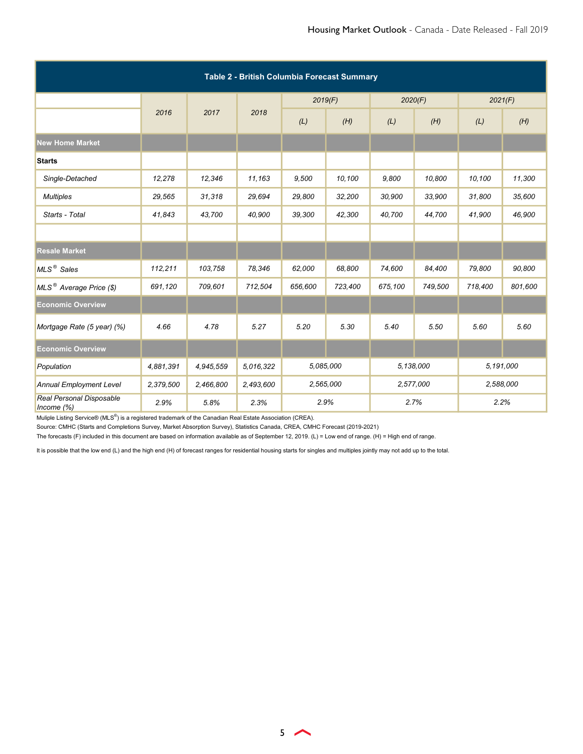**Table 2 - British Columbia Forecast Summary**

| | 2016 | 2017 | 2018 | 2019(F) | | 2020(F) | | 2021(F) | |
|---|---|---|---|---|---|---|---|---|---|
| | | | | (L) | (H) | (L) | (H) | (L) | (H) |
| **New Home Market** | | | | | | | | | |
| **Starts** | | | | | | | | | |
| *Single-Detached* | 12,278 | 12,346 | 11,163 | 9,500 | 10,100 | 9,800 | 10,800 | 10,100 | 11,300 |
| *Multiples* | 29,565 | 31,318 | 29,694 | 29,800 | 32,200 | 30,900 | 33,900 | 31,800 | 35,600 |
| *Starts - Total* | 41,843 | 43,700 | 40,900 | 39,300 | 42,300 | 40,700 | 44,700 | 41,900 | 46,900 |
| | | | | | | | | | |
| **Resale Market** | | | | | | | | | |
| *MLS® Sales* | 112,211 | 103,758 | 78,346 | 62,000 | 68,800 | 74,600 | 84,400 | 79,800 | 90,800 |
| *MLS® Average Price ($)* | 691,120 | 709,601 | 712,504 | 656,600 | 723,400 | 675,100 | 749,500 | 718,400 | 801,600 |
| **Economic Overview** | | | | | | | | | |
| *Mortgage Rate (5 year) (%)* | 4.66 | 4.78 | 5.27 | 5.20 | 5.30 | 5.40 | 5.50 | 5.60 | 5.60 |
| **Economic Overview** | | | | | | | | | |
| *Population* | 4,881,391 | 4,945,559 | 5,016,322 | 5,085,000 | | 5,138,000 | | 5,191,000 | |
| *Annual Employment Level* | 2,379,500 | 2,466,800 | 2,493,600 | 2,565,000 | | 2,577,000 | | 2,588,000 | |
| *Real Personal Disposable Income (%)* | 2.9% | 5.8% | 2.3% | 2.9% | | 2.7% | | 2.2% | |

Muliple Listing Service® (MLS®) is a registered trademark of the Canadian Real Estate Association (CREA).

Source: CMHC (Starts and Completions Survey, Market Absorption Survey), Statistics Canada, CREA, CMHC Forecast (2019-2021)

The forecasts (F) included in this document are based on information available as of September 12, 2019. (L) = Low end of range. (H) = High end of range.

It is possible that the low end (L) and the high end (H) of forecast ranges for residential housing starts for singles and multiples jointly may not add up to the total.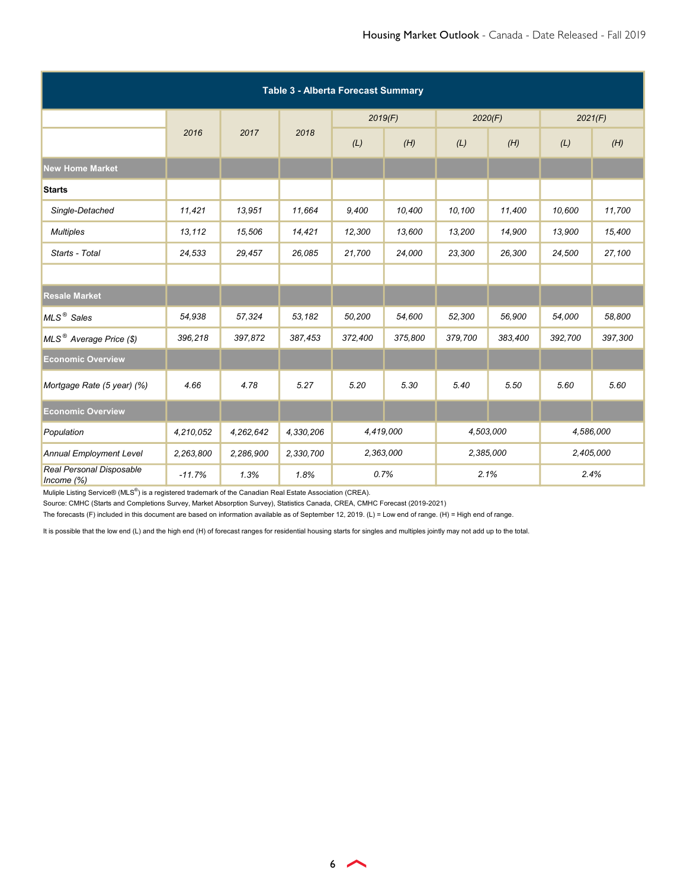**Table 3 - Alberta Forecast Summary**

| | 2016 | 2017 | 2018 | 2019(F) | | 2020(F) | | 2021(F) | |
|---|---|---|---|---|---|---|---|---|---|
| | | | | (L) | (H) | (L) | (H) | (L) | (H) |
| **New Home Market** | | | | | | | | | |
| **Starts** | | | | | | | | | |
| Single-Detached | 11,421 | 13,951 | 11,664 | 9,400 | 10,400 | 10,100 | 11,400 | 10,600 | 11,700 |
| Multiples | 13,112 | 15,506 | 14,421 | 12,300 | 13,600 | 13,200 | 14,900 | 13,900 | 15,400 |
| Starts - Total | 24,533 | 29,457 | 26,085 | 21,700 | 24,000 | 23,300 | 26,300 | 24,500 | 27,100 |
| | | | | | | | | | |
| **Resale Market** | | | | | | | | | |
| MLS® Sales | 54,938 | 57,324 | 53,182 | 50,200 | 54,600 | 52,300 | 56,900 | 54,000 | 58,800 |
| MLS® Average Price ($) | 396,218 | 397,872 | 387,453 | 372,400 | 375,800 | 379,700 | 383,400 | 392,700 | 397,300 |
| **Economic Overview** | | | | | | | | | |
| Mortgage Rate (5 year) (%) | 4.66 | 4.78 | 5.27 | 5.20 | 5.30 | 5.40 | 5.50 | 5.60 | 5.60 |
| **Economic Overview** | | | | | | | | | |
| Population | 4,210,052 | 4,262,642 | 4,330,206 | 4,419,000 | | 4,503,000 | | 4,586,000 | |
| Annual Employment Level | 2,263,800 | 2,286,900 | 2,330,700 | 2,363,000 | | 2,385,000 | | 2,405,000 | |
| Real Personal Disposable Income (%) | -11.7% | 1.3% | 1.8% | 0.7% | | 2.1% | | 2.4% | |

Muliple Listing Service® (MLS®) is a registered trademark of the Canadian Real Estate Association (CREA).

Source: CMHC (Starts and Completions Survey, Market Absorption Survey), Statistics Canada, CREA, CMHC Forecast (2019-2021)

The forecasts (F) included in this document are based on information available as of September 12, 2019. (L) = Low end of range. (H) = High end of range.

It is possible that the low end (L) and the high end (H) of forecast ranges for residential housing starts for singles and multiples jointly may not add up to the total.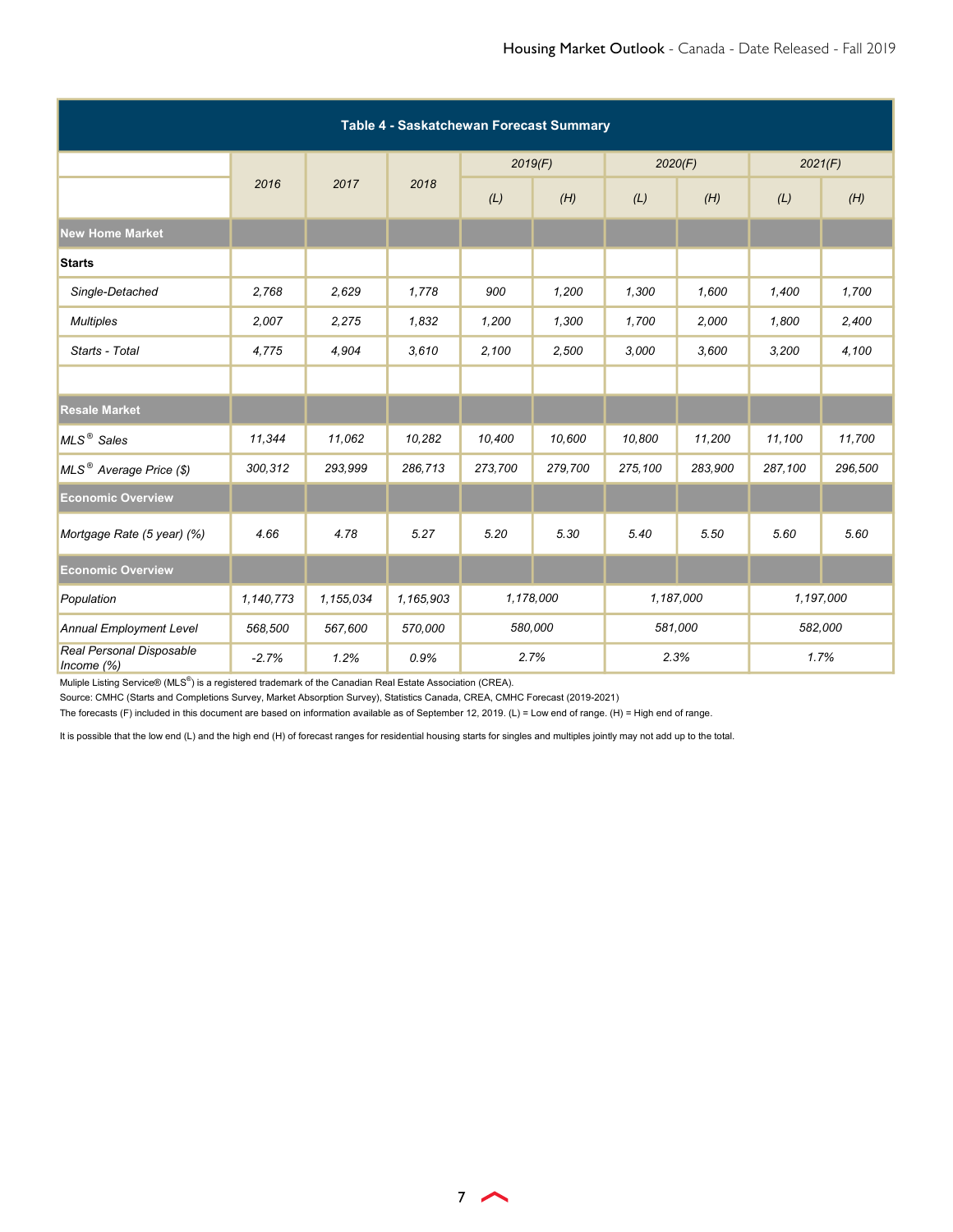**Table 4 - Saskatchewan Forecast Summary**

| | 2016 | 2017 | 2018 | 2019(F) | | 2020(F) | | 2021(F) | |
|---|---|---|---|---|---|---|---|---|---|
| | | | | (L) | (H) | (L) | (H) | (L) | (H) |
| **New Home Market** | | | | | | | | | |
| **Starts** | | | | | | | | | |
| *Single-Detached* | 2,768 | 2,629 | 1,778 | 900 | 1,200 | 1,300 | 1,600 | 1,400 | 1,700 |
| *Multiples* | 2,007 | 2,275 | 1,832 | 1,200 | 1,300 | 1,700 | 2,000 | 1,800 | 2,400 |
| *Starts - Total* | 4,775 | 4,904 | 3,610 | 2,100 | 2,500 | 3,000 | 3,600 | 3,200 | 4,100 |
| | | | | | | | | | |
| **Resale Market** | | | | | | | | | |
| *MLS® Sales* | 11,344 | 11,062 | 10,282 | 10,400 | 10,600 | 10,800 | 11,200 | 11,100 | 11,700 |
| *MLS® Average Price ($)* | 300,312 | 293,999 | 286,713 | 273,700 | 279,700 | 275,100 | 283,900 | 287,100 | 296,500 |
| **Economic Overview** | | | | | | | | | |
| *Mortgage Rate (5 year) (%)* | 4.66 | 4.78 | 5.27 | 5.20 | 5.30 | 5.40 | 5.50 | 5.60 | 5.60 |
| **Economic Overview** | | | | | | | | | |
| *Population* | 1,140,773 | 1,155,034 | 1,165,903 | 1,178,000 | | 1,187,000 | | 1,197,000 | |
| *Annual Employment Level* | 568,500 | 567,600 | 570,000 | 580,000 | | 581,000 | | 582,000 | |
| *Real Personal Disposable Income (%)* | -2.7% | 1.2% | 0.9% | 2.7% | | 2.3% | | 1.7% | |

Muliple Listing Service® (MLS®) is a registered trademark of the Canadian Real Estate Association (CREA).

Source: CMHC (Starts and Completions Survey, Market Absorption Survey), Statistics Canada, CREA, CMHC Forecast (2019-2021)

The forecasts (F) included in this document are based on information available as of September 12, 2019. (L) = Low end of range. (H) = High end of range.

It is possible that the low end (L) and the high end (H) of forecast ranges for residential housing starts for singles and multiples jointly may not add up to the total.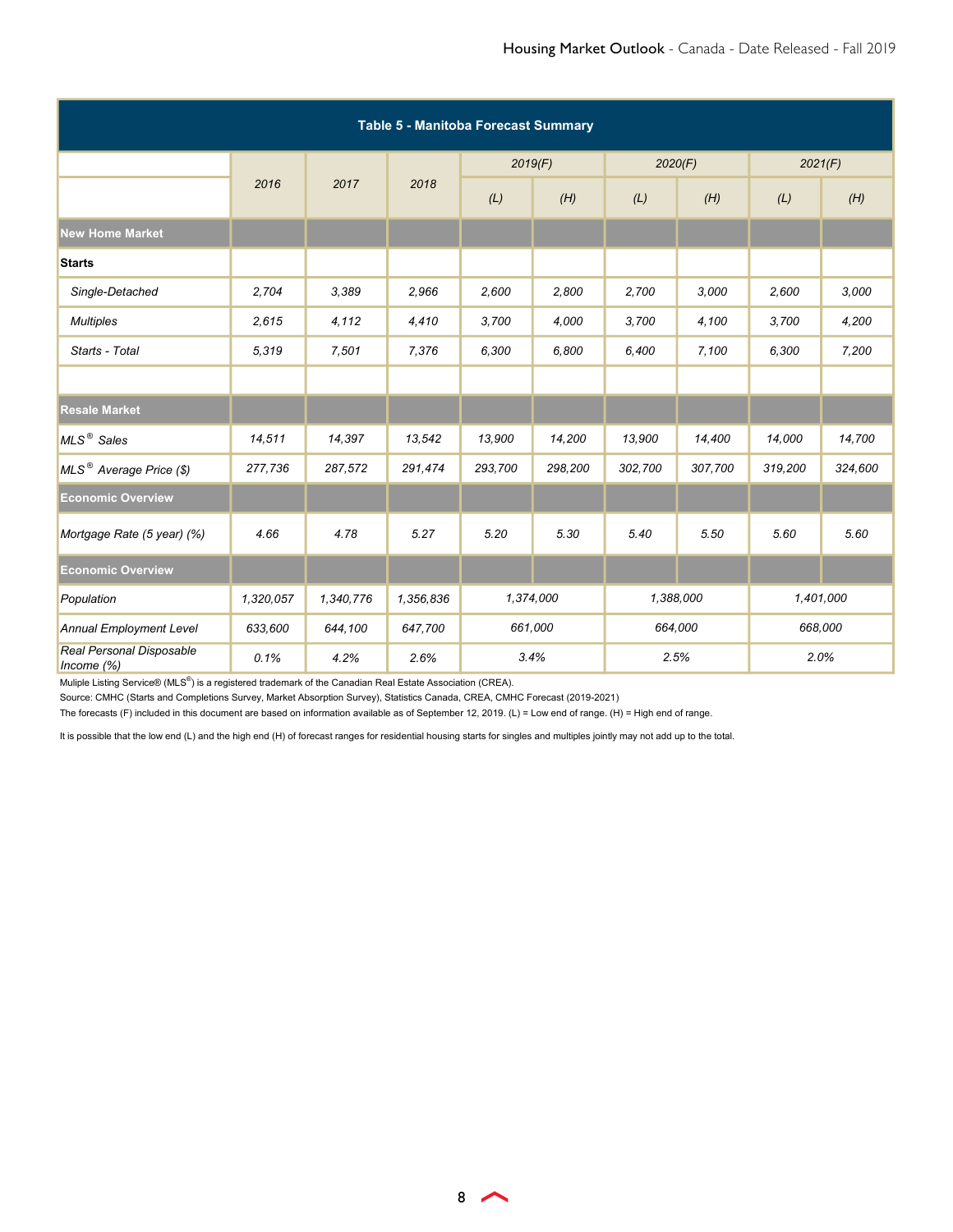**Table 5 - Manitoba Forecast Summary**

| | 2016 | 2017 | 2018 | 2019(F) | | 2020(F) | | 2021(F) | |
|---|---|---|---|---|---|---|---|---|---|
| | | | | (L) | (H) | (L) | (H) | (L) | (H) |
| **New Home Market** | | | | | | | | | |
| **Starts** | | | | | | | | | |
| Single-Detached | 2,704 | 3,389 | 2,966 | 2,600 | 2,800 | 2,700 | 3,000 | 2,600 | 3,000 |
| Multiples | 2,615 | 4,112 | 4,410 | 3,700 | 4,000 | 3,700 | 4,100 | 3,700 | 4,200 |
| Starts - Total | 5,319 | 7,501 | 7,376 | 6,300 | 6,800 | 6,400 | 7,100 | 6,300 | 7,200 |
| | | | | | | | | | |
| **Resale Market** | | | | | | | | | |
| MLS® Sales | 14,511 | 14,397 | 13,542 | 13,900 | 14,200 | 13,900 | 14,400 | 14,000 | 14,700 |
| MLS® Average Price ($) | 277,736 | 287,572 | 291,474 | 293,700 | 298,200 | 302,700 | 307,700 | 319,200 | 324,600 |
| **Economic Overview** | | | | | | | | | |
| Mortgage Rate (5 year) (%) | 4.66 | 4.78 | 5.27 | 5.20 | 5.30 | 5.40 | 5.50 | 5.60 | 5.60 |
| **Economic Overview** | | | | | | | | | |
| Population | 1,320,057 | 1,340,776 | 1,356,836 | 1,374,000 | | 1,388,000 | | 1,401,000 | |
| Annual Employment Level | 633,600 | 644,100 | 647,700 | 661,000 | | 664,000 | | 668,000 | |
| Real Personal Disposable Income (%) | 0.1% | 4.2% | 2.6% | 3.4% | | 2.5% | | 2.0% | |

Muliple Listing Service® (MLS®) is a registered trademark of the Canadian Real Estate Association (CREA).

Source: CMHC (Starts and Completions Survey, Market Absorption Survey), Statistics Canada, CREA, CMHC Forecast (2019-2021)

The forecasts (F) included in this document are based on information available as of September 12, 2019. (L) = Low end of range. (H) = High end of range.

It is possible that the low end (L) and the high end (H) of forecast ranges for residential housing starts for singles and multiples jointly may not add up to the total.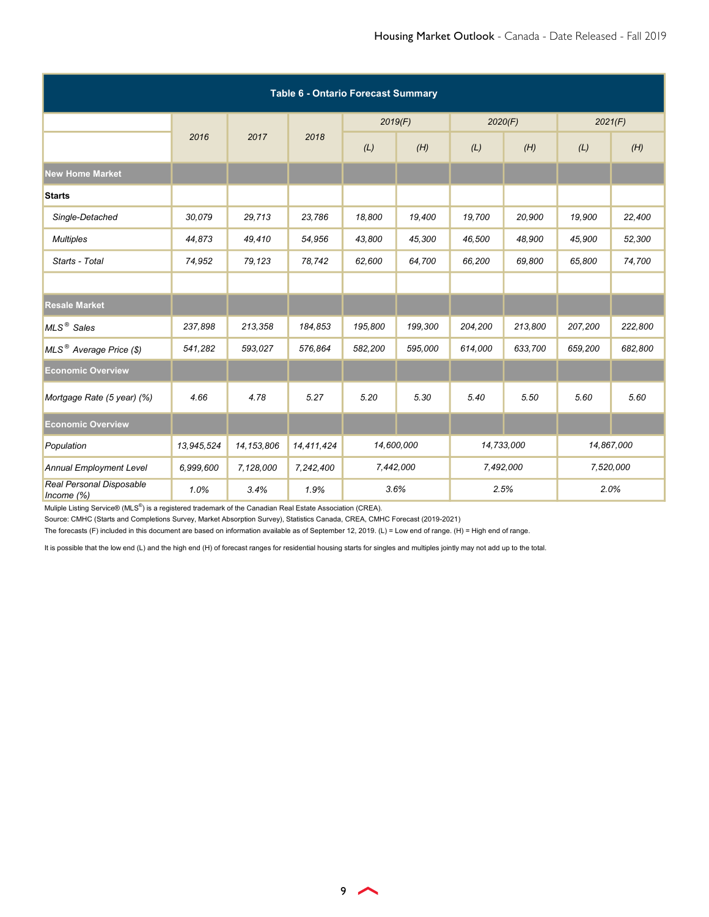**Table 6 - Ontario Forecast Summary**

| | 2016 | 2017 | 2018 | 2019(F) | | 2020(F) | | 2021(F) | |
|---|---|---|---|---|---|---|---|---|---|
| | | | | (L) | (H) | (L) | (H) | (L) | (H) |
| **New Home Market** | | | | | | | | | |
| **Starts** | | | | | | | | | |
| Single-Detached | 30,079 | 29,713 | 23,786 | 18,800 | 19,400 | 19,700 | 20,900 | 19,900 | 22,400 |
| Multiples | 44,873 | 49,410 | 54,956 | 43,800 | 45,300 | 46,500 | 48,900 | 45,900 | 52,300 |
| Starts - Total | 74,952 | 79,123 | 78,742 | 62,600 | 64,700 | 66,200 | 69,800 | 65,800 | 74,700 |
| | | | | | | | | | |
| **Resale Market** | | | | | | | | | |
| MLS® Sales | 237,898 | 213,358 | 184,853 | 195,800 | 199,300 | 204,200 | 213,800 | 207,200 | 222,800 |
| MLS® Average Price ($) | 541,282 | 593,027 | 576,864 | 582,200 | 595,000 | 614,000 | 633,700 | 659,200 | 682,800 |
| **Economic Overview** | | | | | | | | | |
| Mortgage Rate (5 year) (%) | 4.66 | 4.78 | 5.27 | 5.20 | 5.30 | 5.40 | 5.50 | 5.60 | 5.60 |
| **Economic Overview** | | | | | | | | | |
| Population | 13,945,524 | 14,153,806 | 14,411,424 | 14,600,000 | | 14,733,000 | | 14,867,000 | |
| Annual Employment Level | 6,999,600 | 7,128,000 | 7,242,400 | 7,442,000 | | 7,492,000 | | 7,520,000 | |
| Real Personal Disposable Income (%) | 1.0% | 3.4% | 1.9% | 3.6% | | 2.5% | | 2.0% | |

Muliple Listing Service® (MLS®) is a registered trademark of the Canadian Real Estate Association (CREA).

Source: CMHC (Starts and Completions Survey, Market Absorption Survey), Statistics Canada, CREA, CMHC Forecast (2019-2021)

The forecasts (F) included in this document are based on information available as of September 12, 2019. (L) = Low end of range. (H) = High end of range.

It is possible that the low end (L) and the high end (H) of forecast ranges for residential housing starts for singles and multiples jointly may not add up to the total.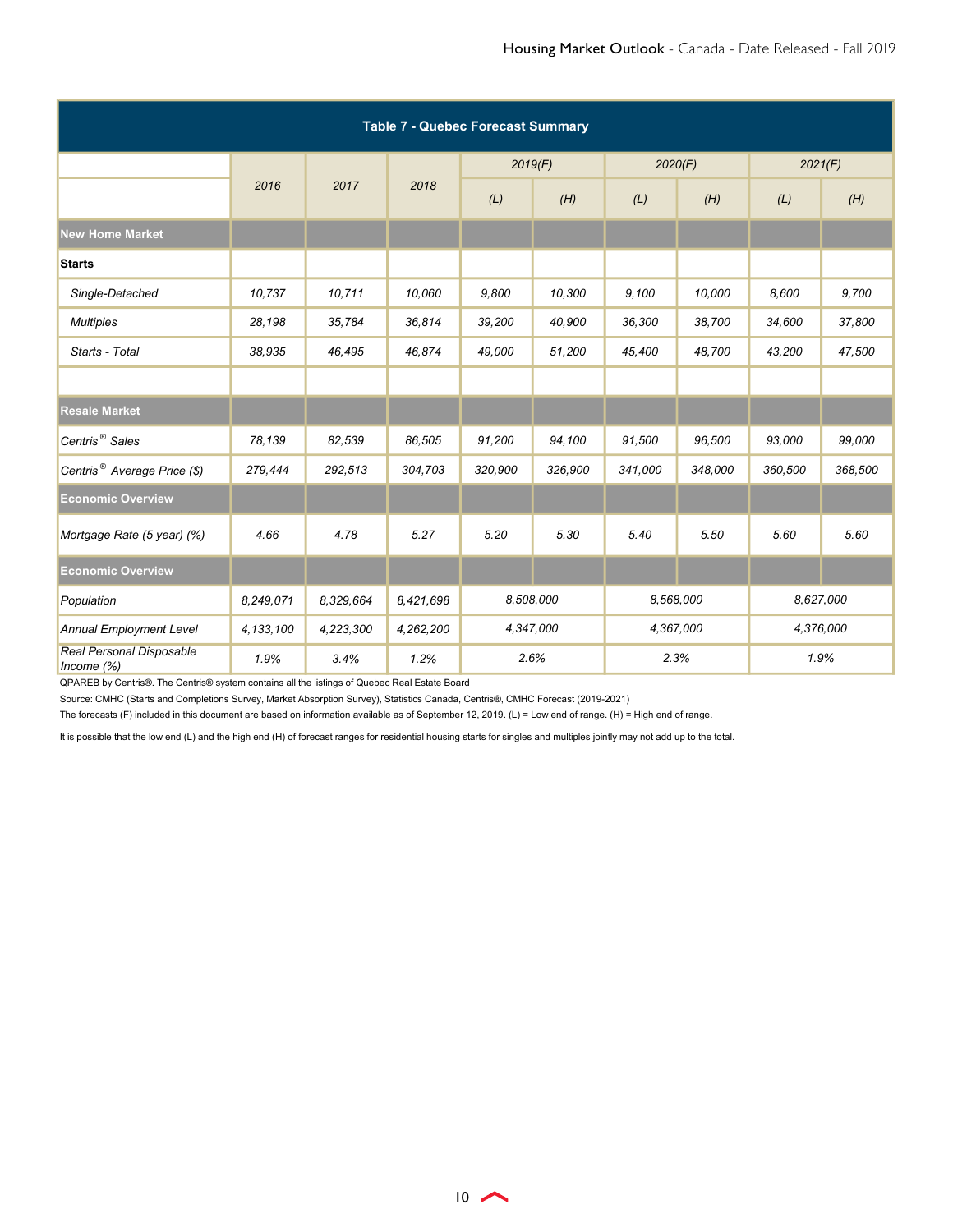**Table 7 - Quebec Forecast Summary**

| | 2016 | 2017 | 2018 | 2019(F) | | 2020(F) | | 2021(F) | |
|---|---|---|---|---|---|---|---|---|---|
| | | | | (L) | (H) | (L) | (H) | (L) | (H) |
| **New Home Market** | | | | | | | | | |
| **Starts** | | | | | | | | | |
| *Single-Detached* | 10,737 | 10,711 | 10,060 | 9,800 | 10,300 | 9,100 | 10,000 | 8,600 | 9,700 |
| *Multiples* | 28,198 | 35,784 | 36,814 | 39,200 | 40,900 | 36,300 | 38,700 | 34,600 | 37,800 |
| *Starts - Total* | 38,935 | 46,495 | 46,874 | 49,000 | 51,200 | 45,400 | 48,700 | 43,200 | 47,500 |
| | | | | | | | | | |
| **Resale Market** | | | | | | | | | |
| *Centris® Sales* | 78,139 | 82,539 | 86,505 | 91,200 | 94,100 | 91,500 | 96,500 | 93,000 | 99,000 |
| *Centris® Average Price ($)* | 279,444 | 292,513 | 304,703 | 320,900 | 326,900 | 341,000 | 348,000 | 360,500 | 368,500 |
| **Economic Overview** | | | | | | | | | |
| *Mortgage Rate (5 year) (%)* | 4.66 | 4.78 | 5.27 | 5.20 | 5.30 | 5.40 | 5.50 | 5.60 | 5.60 |
| **Economic Overview** | | | | | | | | | |
| *Population* | 8,249,071 | 8,329,664 | 8,421,698 | 8,508,000 | | 8,568,000 | | 8,627,000 | |
| *Annual Employment Level* | 4,133,100 | 4,223,300 | 4,262,200 | 4,347,000 | | 4,367,000 | | 4,376,000 | |
| *Real Personal Disposable Income (%)* | 1.9% | 3.4% | 1.2% | 2.6% | | 2.3% | | 1.9% | |

QPAREB by Centris®. The Centris® system contains all the listings of Quebec Real Estate Board

Source: CMHC (Starts and Completions Survey, Market Absorption Survey), Statistics Canada, Centris®, CMHC Forecast (2019-2021)

The forecasts (F) included in this document are based on information available as of September 12, 2019. (L) = Low end of range. (H) = High end of range.

It is possible that the low end (L) and the high end (H) of forecast ranges for residential housing starts for singles and multiples jointly may not add up to the total.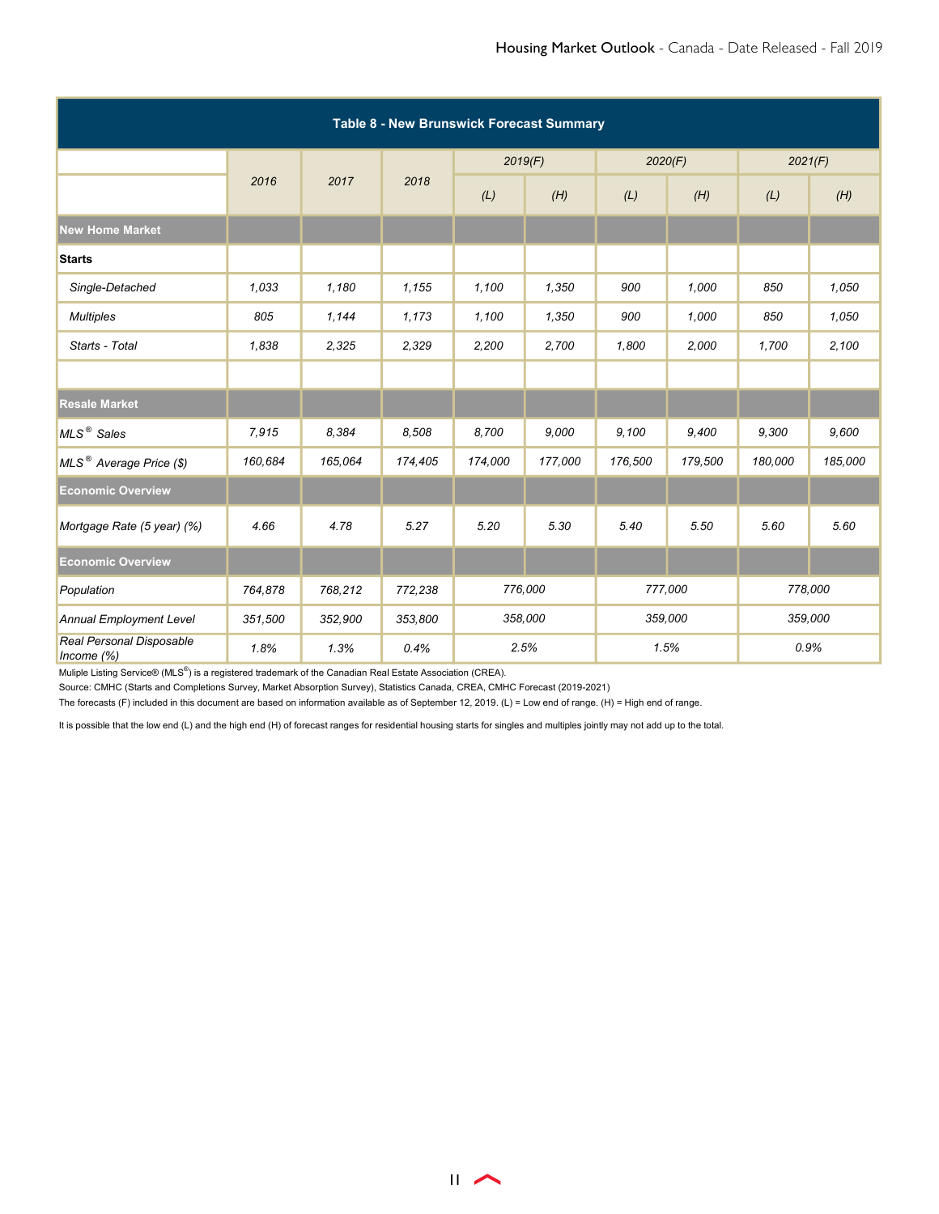**Table 8 - New Brunswick Forecast Summary**

| | 2016 | 2017 | 2018 | 2019(F) | | 2020(F) | | 2021(F) | |
|---|---|---|---|---|---|---|---|---|---|
| | | | | (L) | (H) | (L) | (H) | (L) | (H) |
| **New Home Market** | | | | | | | | | |
| **Starts** | | | | | | | | | |
| *Single-Detached* | 1,033 | 1,180 | 1,155 | 1,100 | 1,350 | 900 | 1,000 | 850 | 1,050 |
| *Multiples* | 805 | 1,144 | 1,173 | 1,100 | 1,350 | 900 | 1,000 | 850 | 1,050 |
| *Starts - Total* | 1,838 | 2,325 | 2,329 | 2,200 | 2,700 | 1,800 | 2,000 | 1,700 | 2,100 |
| | | | | | | | | | |
| **Resale Market** | | | | | | | | | |
| *MLS® Sales* | 7,915 | 8,384 | 8,508 | 8,700 | 9,000 | 9,100 | 9,400 | 9,300 | 9,600 |
| *MLS® Average Price ($)* | 160,684 | 165,064 | 174,405 | 174,000 | 177,000 | 176,500 | 179,500 | 180,000 | 185,000 |
| **Economic Overview** | | | | | | | | | |
| *Mortgage Rate (5 year) (%)* | 4.66 | 4.78 | 5.27 | 5.20 | 5.30 | 5.40 | 5.50 | 5.60 | 5.60 |
| **Economic Overview** | | | | | | | | | |
| *Population* | 764,878 | 768,212 | 772,238 | 776,000 | | 777,000 | | 778,000 | |
| *Annual Employment Level* | 351,500 | 352,900 | 353,800 | 358,000 | | 359,000 | | 359,000 | |
| *Real Personal Disposable Income (%)* | 1.8% | 1.3% | 0.4% | 2.5% | | 1.5% | | 0.9% | |

Muliple Listing Service® (MLS®) is a registered trademark of the Canadian Real Estate Association (CREA).

Source: CMHC (Starts and Completions Survey, Market Absorption Survey), Statistics Canada, CREA, CMHC Forecast (2019-2021)

The forecasts (F) included in this document are based on information available as of September 12, 2019. (L) = Low end of range. (H) = High end of range.

It is possible that the low end (L) and the high end (H) of forecast ranges for residential housing starts for singles and multiples jointly may not add up to the total.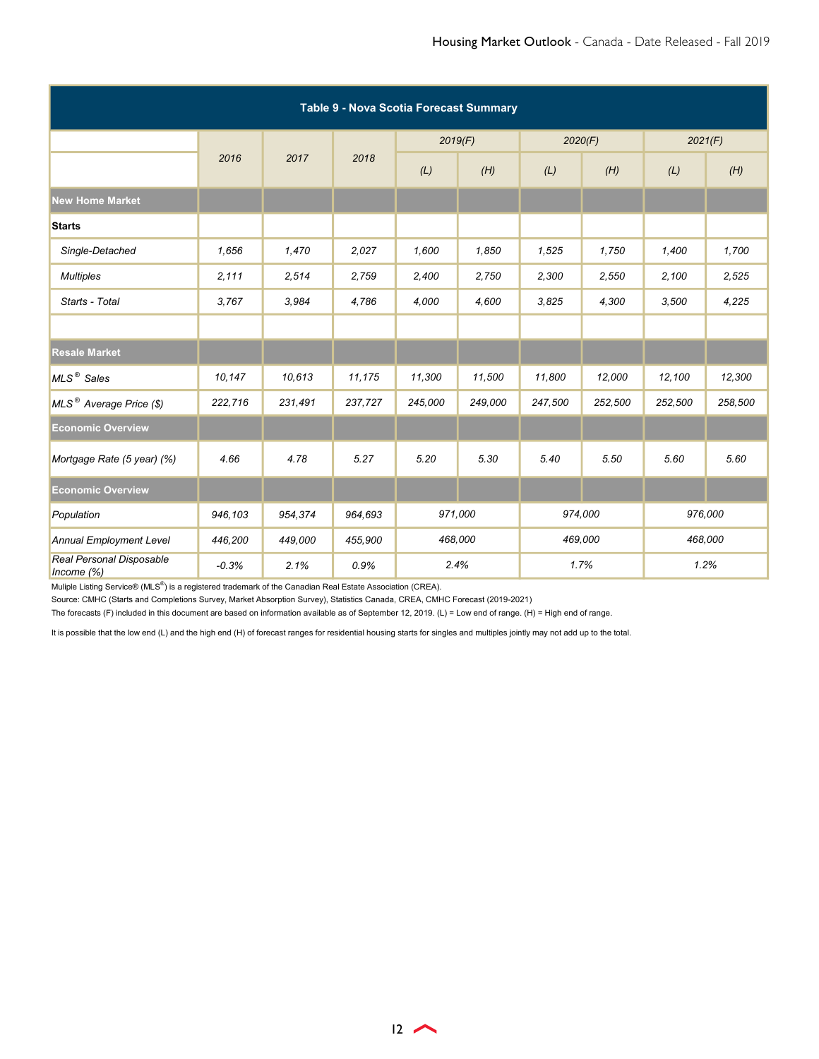## Table 9 - Nova Scotia Forecast Summary

| | 2016 | 2017 | 2018 | 2019(F) | | 2020(F) | | 2021(F) | |
|---|---|---|---|---|---|---|---|---|---|
| | | | | (L) | (H) | (L) | (H) | (L) | (H) |
| **New Home Market** | | | | | | | | | |
| **Starts** | | | | | | | | | |
| *Single-Detached* | 1,656 | 1,470 | 2,027 | 1,600 | 1,850 | 1,525 | 1,750 | 1,400 | 1,700 |
| *Multiples* | 2,111 | 2,514 | 2,759 | 2,400 | 2,750 | 2,300 | 2,550 | 2,100 | 2,525 |
| *Starts - Total* | 3,767 | 3,984 | 4,786 | 4,000 | 4,600 | 3,825 | 4,300 | 3,500 | 4,225 |
| | | | | | | | | | |
| **Resale Market** | | | | | | | | | |
| *MLS® Sales* | 10,147 | 10,613 | 11,175 | 11,300 | 11,500 | 11,800 | 12,000 | 12,100 | 12,300 |
| *MLS® Average Price ($)* | 222,716 | 231,491 | 237,727 | 245,000 | 249,000 | 247,500 | 252,500 | 252,500 | 258,500 |
| **Economic Overview** | | | | | | | | | |
| *Mortgage Rate (5 year) (%)* | 4.66 | 4.78 | 5.27 | 5.20 | 5.30 | 5.40 | 5.50 | 5.60 | 5.60 |
| **Economic Overview** | | | | | | | | | |
| *Population* | 946,103 | 954,374 | 964,693 | 971,000 | | 974,000 | | 976,000 | |
| *Annual Employment Level* | 446,200 | 449,000 | 455,900 | 468,000 | | 469,000 | | 468,000 | |
| *Real Personal Disposable Income (%)* | -0.3% | 2.1% | 0.9% | 2.4% | | 1.7% | | 1.2% | |

Muliple Listing Service® (MLS®) is a registered trademark of the Canadian Real Estate Association (CREA).

Source: CMHC (Starts and Completions Survey, Market Absorption Survey), Statistics Canada, CREA, CMHC Forecast (2019-2021)

The forecasts (F) included in this document are based on information available as of September 12, 2019. (L) = Low end of range. (H) = High end of range.

It is possible that the low end (L) and the high end (H) of forecast ranges for residential housing starts for singles and multiples jointly may not add up to the total.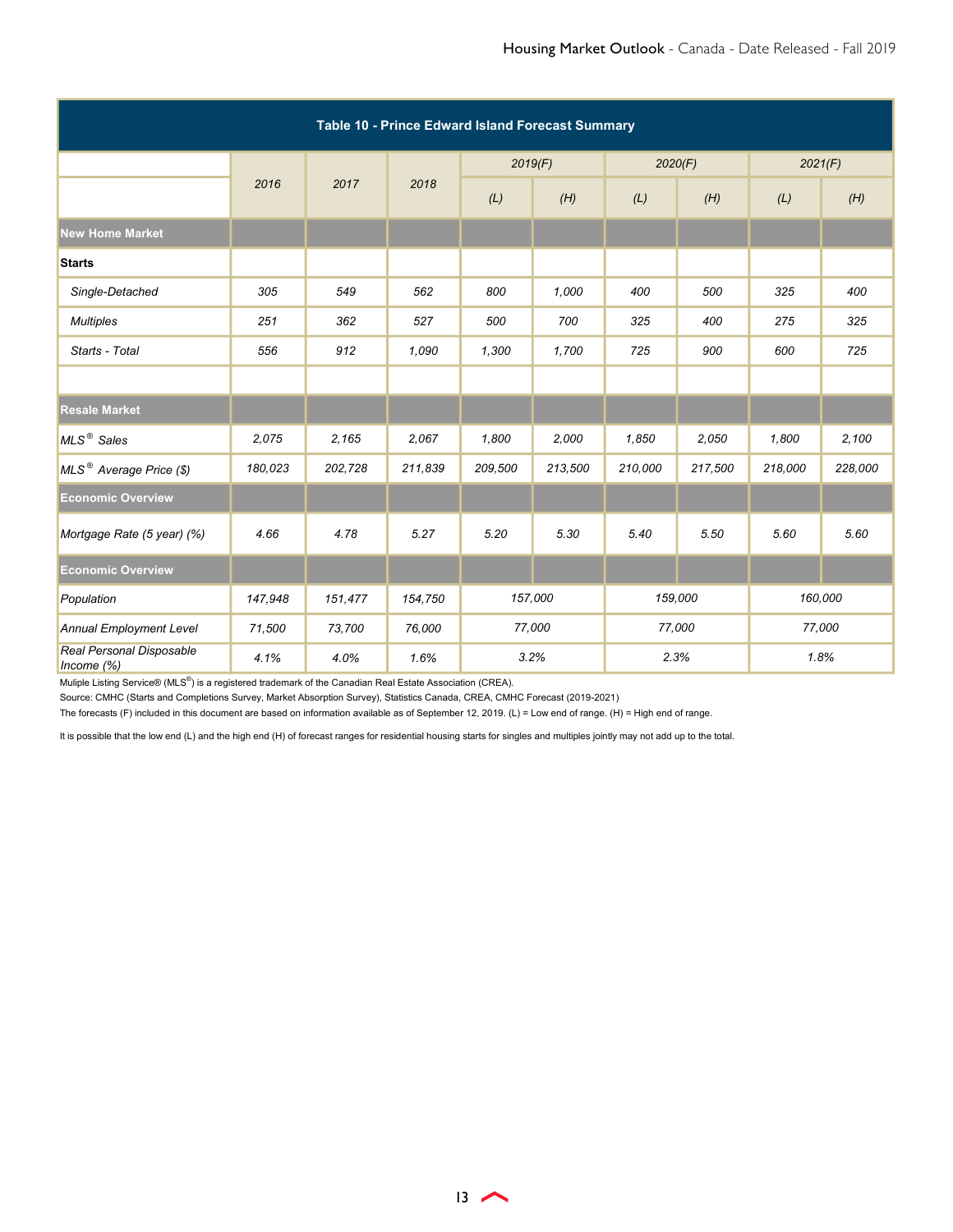| Table 10 - Prince Edward Island Forecast Summary | | | | | | | | | |
|---|---|---|---|---|---|---|---|---|---|
| | 2016 | 2017 | 2018 | 2019(F) | | 2020(F) | | 2021(F) | |
| | | | | (L) | (H) | (L) | (H) | (L) | (H) |
| **New Home Market** | | | | | | | | | |
| **Starts** | | | | | | | | | |
| *Single-Detached* | 305 | 549 | 562 | 800 | 1,000 | 400 | 500 | 325 | 400 |
| *Multiples* | 251 | 362 | 527 | 500 | 700 | 325 | 400 | 275 | 325 |
| *Starts - Total* | 556 | 912 | 1,090 | 1,300 | 1,700 | 725 | 900 | 600 | 725 |
| | | | | | | | | | |
| **Resale Market** | | | | | | | | | |
| *MLS® Sales* | 2,075 | 2,165 | 2,067 | 1,800 | 2,000 | 1,850 | 2,050 | 1,800 | 2,100 |
| *MLS® Average Price ($)* | 180,023 | 202,728 | 211,839 | 209,500 | 213,500 | 210,000 | 217,500 | 218,000 | 228,000 |
| **Economic Overview** | | | | | | | | | |
| *Mortgage Rate (5 year) (%)* | 4.66 | 4.78 | 5.27 | 5.20 | 5.30 | 5.40 | 5.50 | 5.60 | 5.60 |
| **Economic Overview** | | | | | | | | | |
| *Population* | 147,948 | 151,477 | 154,750 | 157,000 | | 159,000 | | 160,000 | |
| *Annual Employment Level* | 71,500 | 73,700 | 76,000 | 77,000 | | 77,000 | | 77,000 | |
| *Real Personal Disposable Income (%)* | 4.1% | 4.0% | 1.6% | 3.2% | | 2.3% | | 1.8% | |

Muliple Listing Service® (MLS®) is a registered trademark of the Canadian Real Estate Association (CREA).

Source: CMHC (Starts and Completions Survey, Market Absorption Survey), Statistics Canada, CREA, CMHC Forecast (2019-2021)

The forecasts (F) included in this document are based on information available as of September 12, 2019. (L) = Low end of range. (H) = High end of range.

It is possible that the low end (L) and the high end (H) of forecast ranges for residential housing starts for singles and multiples jointly may not add up to the total.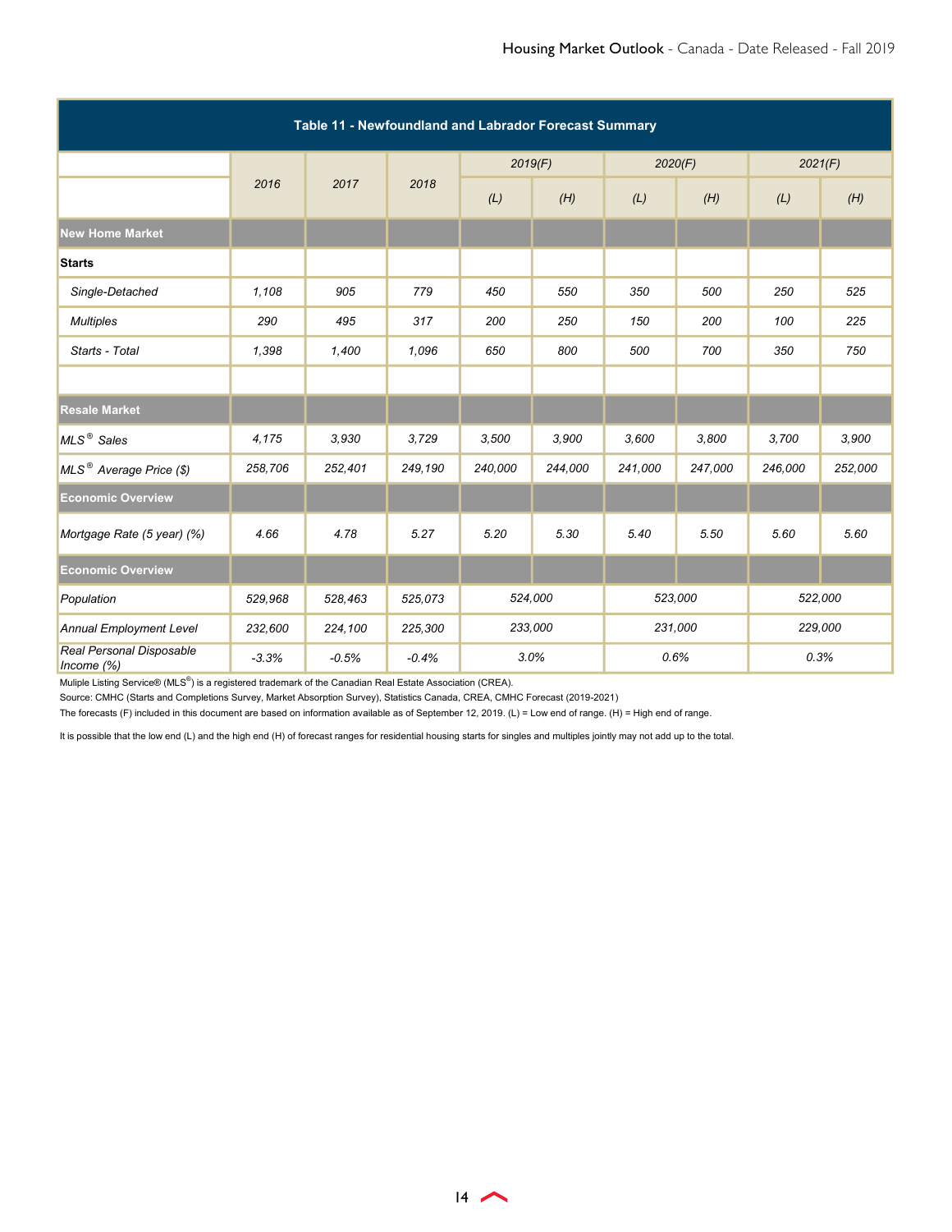| Table 11 - Newfoundland and Labrador Forecast Summary | | | | | | | | | |
|---|---|---|---|---|---|---|---|---|---|
| | 2016 | 2017 | 2018 | 2019(F) | | 2020(F) | | 2021(F) | |
| | | | | (L) | (H) | (L) | (H) | (L) | (H) |
| **New Home Market** | | | | | | | | | |
| **Starts** | | | | | | | | | |
| *Single-Detached* | 1,108 | 905 | 779 | 450 | 550 | 350 | 500 | 250 | 525 |
| *Multiples* | 290 | 495 | 317 | 200 | 250 | 150 | 200 | 100 | 225 |
| *Starts - Total* | 1,398 | 1,400 | 1,096 | 650 | 800 | 500 | 700 | 350 | 750 |
| | | | | | | | | | |
| **Resale Market** | | | | | | | | | |
| *MLS® Sales* | 4,175 | 3,930 | 3,729 | 3,500 | 3,900 | 3,600 | 3,800 | 3,700 | 3,900 |
| *MLS® Average Price ($)* | 258,706 | 252,401 | 249,190 | 240,000 | 244,000 | 241,000 | 247,000 | 246,000 | 252,000 |
| **Economic Overview** | | | | | | | | | |
| *Mortgage Rate (5 year) (%)* | 4.66 | 4.78 | 5.27 | 5.20 | 5.30 | 5.40 | 5.50 | 5.60 | 5.60 |
| **Economic Overview** | | | | | | | | | |
| *Population* | 529,968 | 528,463 | 525,073 | 524,000 | | 523,000 | | 522,000 | |
| *Annual Employment Level* | 232,600 | 224,100 | 225,300 | 233,000 | | 231,000 | | 229,000 | |
| *Real Personal Disposable Income (%)* | -3.3% | -0.5% | -0.4% | 3.0% | | 0.6% | | 0.3% | |

Muliple Listing Service® (MLS®) is a registered trademark of the Canadian Real Estate Association (CREA).

Source: CMHC (Starts and Completions Survey, Market Absorption Survey), Statistics Canada, CREA, CMHC Forecast (2019-2021)

The forecasts (F) included in this document are based on information available as of September 12, 2019. (L) = Low end of range. (H) = High end of range.

It is possible that the low end (L) and the high end (H) of forecast ranges for residential housing starts for singles and multiples jointly may not add up to the total.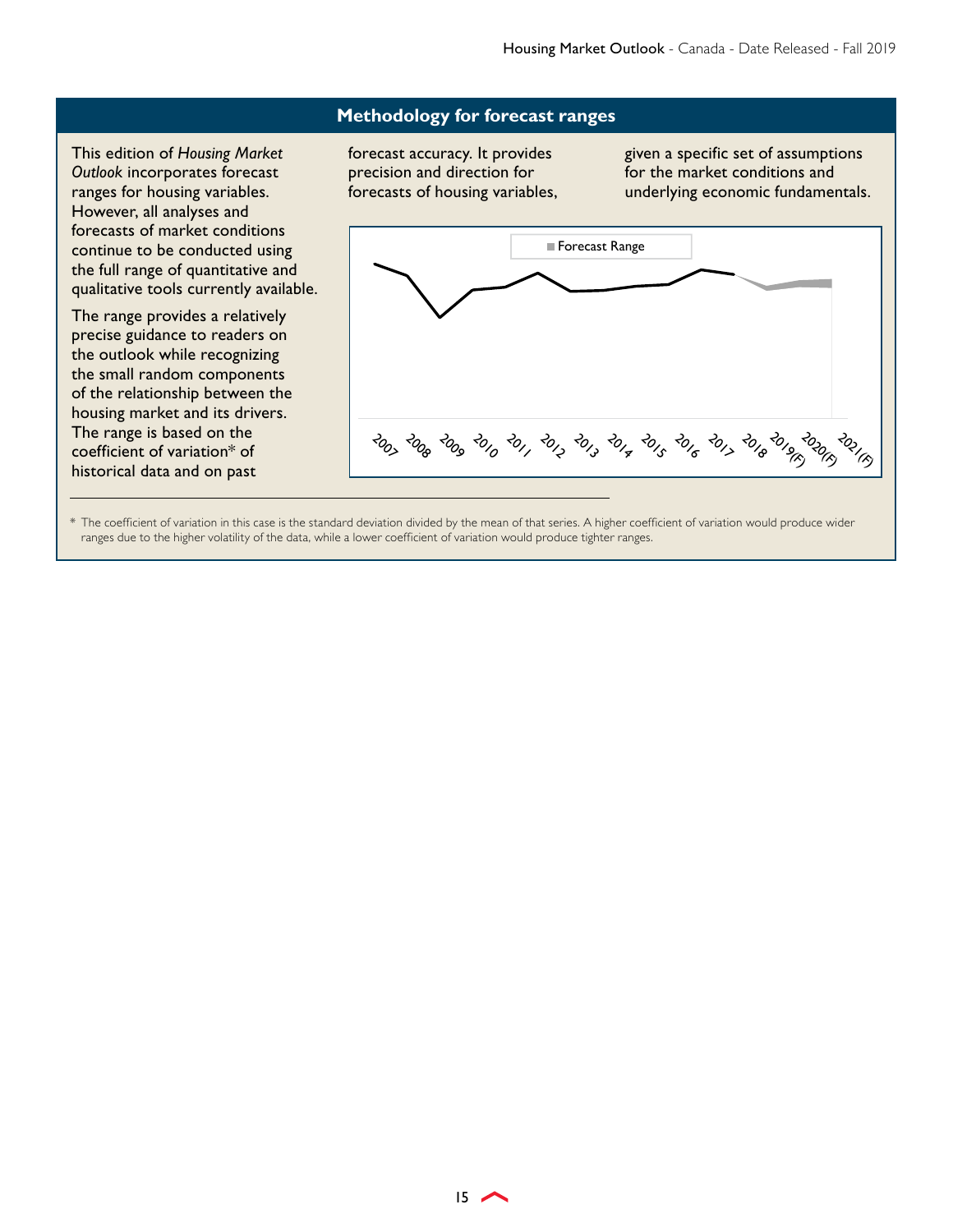## Methodology for forecast ranges

This edition of *Housing Market Outlook* incorporates forecast ranges for housing variables. However, all analyses and forecasts of market conditions continue to be conducted using the full range of quantitative and qualitative tools currently available.

The range provides a relatively precise guidance to readers on the outlook while recognizing the small random components of the relationship between the housing market and its drivers. The range is based on the coefficient of variation* of historical data and on past forecast accuracy. It provides precision and direction for forecasts of housing variables, given a specific set of assumptions for the market conditions and underlying economic fundamentals.

Forecast Range

2007 2008 2009 2010 2011 2012 2013 2014 2015 2016 2017 2018 2019(F) 2020(F) 2021(F)

\* The coefficient of variation in this case is the standard deviation divided by the mean of that series. A higher coefficient of variation would produce wider ranges due to the higher volatility of the data, while a lower coefficient of variation would produce tighter ranges.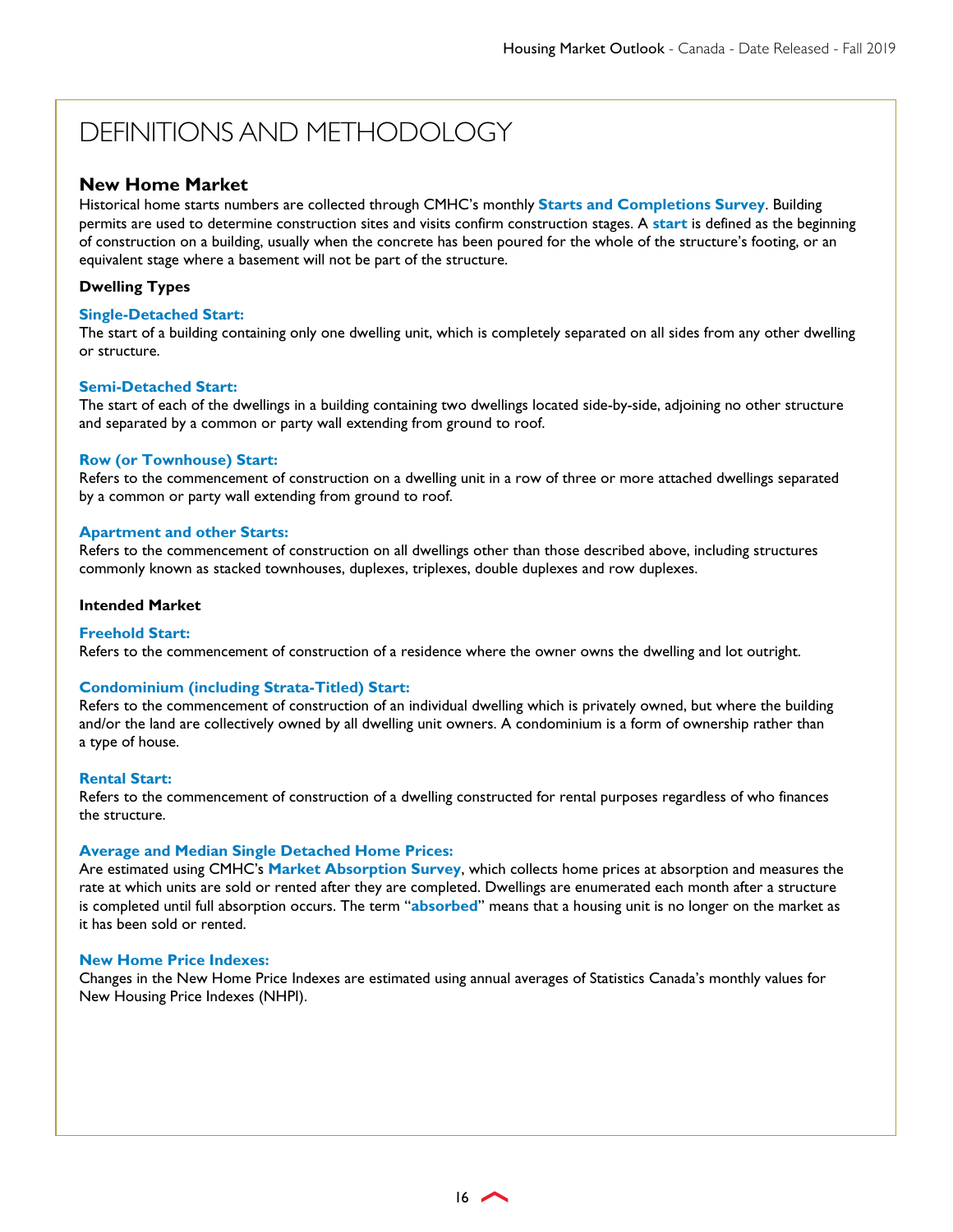# DEFINITIONS AND METHODOLOGY

## New Home Market

Historical home starts numbers are collected through CMHC's monthly **Starts and Completions Survey**. Building permits are used to determine construction sites and visits confirm construction stages. A **start** is defined as the beginning of construction on a building, usually when the concrete has been poured for the whole of the structure's footing, or an equivalent stage where a basement will not be part of the structure.

### Dwelling Types

**Single-Detached Start:**
The start of a building containing only one dwelling unit, which is completely separated on all sides from any other dwelling or structure.

**Semi-Detached Start:**
The start of each of the dwellings in a building containing two dwellings located side-by-side, adjoining no other structure and separated by a common or party wall extending from ground to roof.

**Row (or Townhouse) Start:**
Refers to the commencement of construction on a dwelling unit in a row of three or more attached dwellings separated by a common or party wall extending from ground to roof.

**Apartment and other Starts:**
Refers to the commencement of construction on all dwellings other than those described above, including structures commonly known as stacked townhouses, duplexes, triplexes, double duplexes and row duplexes.

### Intended Market

**Freehold Start:**
Refers to the commencement of construction of a residence where the owner owns the dwelling and lot outright.

**Condominium (including Strata-Titled) Start:**
Refers to the commencement of construction of an individual dwelling which is privately owned, but where the building and/or the land are collectively owned by all dwelling unit owners. A condominium is a form of ownership rather than a type of house.

**Rental Start:**
Refers to the commencement of construction of a dwelling constructed for rental purposes regardless of who finances the structure.

**Average and Median Single Detached Home Prices:**
Are estimated using CMHC's **Market Absorption Survey**, which collects home prices at absorption and measures the rate at which units are sold or rented after they are completed. Dwellings are enumerated each month after a structure is completed until full absorption occurs. The term "**absorbed**" means that a housing unit is no longer on the market as it has been sold or rented.

**New Home Price Indexes:**
Changes in the New Home Price Indexes are estimated using annual averages of Statistics Canada's monthly values for New Housing Price Indexes (NHPI).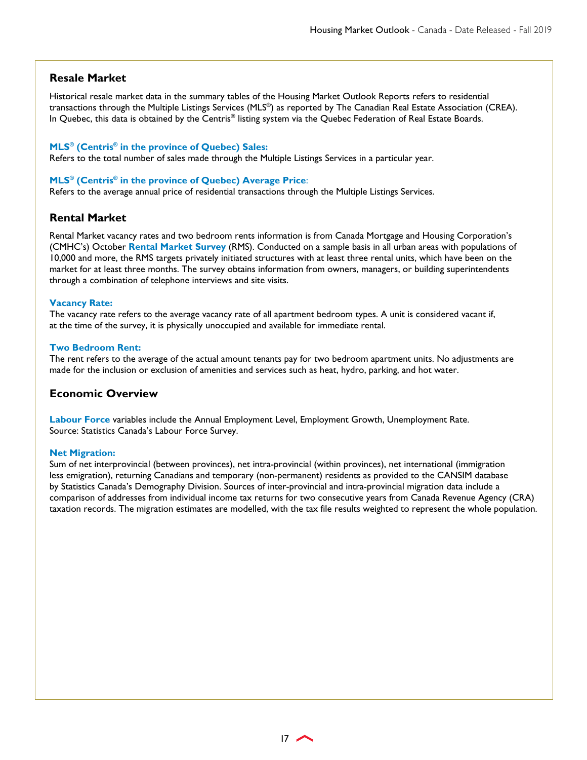## Resale Market

Historical resale market data in the summary tables of the Housing Market Outlook Reports refers to residential transactions through the Multiple Listings Services (MLS®) as reported by The Canadian Real Estate Association (CREA). In Quebec, this data is obtained by the Centris® listing system via the Quebec Federation of Real Estate Boards.

**MLS® (Centris® in the province of Quebec) Sales:**
Refers to the total number of sales made through the Multiple Listings Services in a particular year.

**MLS® (Centris® in the province of Quebec) Average Price:**
Refers to the average annual price of residential transactions through the Multiple Listings Services.

## Rental Market

Rental Market vacancy rates and two bedroom rents information is from Canada Mortgage and Housing Corporation's (CMHC's) October **Rental Market Survey** (RMS). Conducted on a sample basis in all urban areas with populations of 10,000 and more, the RMS targets privately initiated structures with at least three rental units, which have been on the market for at least three months. The survey obtains information from owners, managers, or building superintendents through a combination of telephone interviews and site visits.

**Vacancy Rate:**
The vacancy rate refers to the average vacancy rate of all apartment bedroom types. A unit is considered vacant if, at the time of the survey, it is physically unoccupied and available for immediate rental.

**Two Bedroom Rent:**
The rent refers to the average of the actual amount tenants pay for two bedroom apartment units. No adjustments are made for the inclusion or exclusion of amenities and services such as heat, hydro, parking, and hot water.

## Economic Overview

**Labour Force** variables include the Annual Employment Level, Employment Growth, Unemployment Rate. Source: Statistics Canada's Labour Force Survey.

**Net Migration:**
Sum of net interprovincial (between provinces), net intra-provincial (within provinces), net international (immigration less emigration), returning Canadians and temporary (non-permanent) residents as provided to the CANSIM database by Statistics Canada's Demography Division. Sources of inter-provincial and intra-provincial migration data include a comparison of addresses from individual income tax returns for two consecutive years from Canada Revenue Agency (CRA) taxation records. The migration estimates are modelled, with the tax file results weighted to represent the whole population.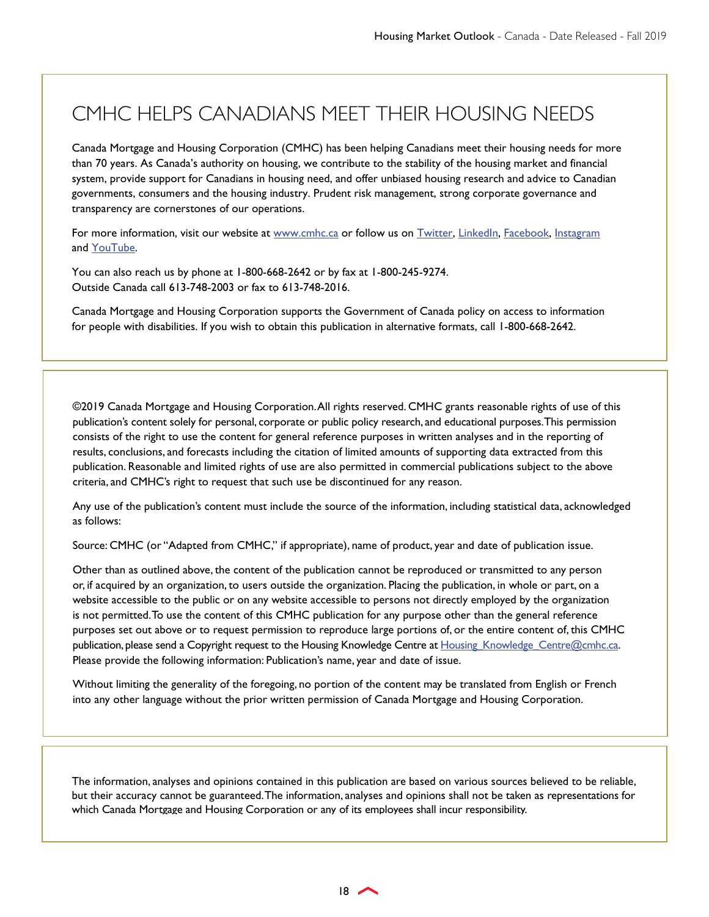# CMHC HELPS CANADIANS MEET THEIR HOUSING NEEDS

Canada Mortgage and Housing Corporation (CMHC) has been helping Canadians meet their housing needs for more than 70 years. As Canada's authority on housing, we contribute to the stability of the housing market and financial system, provide support for Canadians in housing need, and offer unbiased housing research and advice to Canadian governments, consumers and the housing industry. Prudent risk management, strong corporate governance and transparency are cornerstones of our operations.

For more information, visit our website at www.cmhc.ca or follow us on Twitter, LinkedIn, Facebook, Instagram and YouTube.

You can also reach us by phone at 1-800-668-2642 or by fax at 1-800-245-9274.
Outside Canada call 613-748-2003 or fax to 613-748-2016.

Canada Mortgage and Housing Corporation supports the Government of Canada policy on access to information for people with disabilities. If you wish to obtain this publication in alternative formats, call 1-800-668-2642.

©2019 Canada Mortgage and Housing Corporation. All rights reserved. CMHC grants reasonable rights of use of this publication's content solely for personal, corporate or public policy research, and educational purposes. This permission consists of the right to use the content for general reference purposes in written analyses and in the reporting of results, conclusions, and forecasts including the citation of limited amounts of supporting data extracted from this publication. Reasonable and limited rights of use are also permitted in commercial publications subject to the above criteria, and CMHC's right to request that such use be discontinued for any reason.

Any use of the publication's content must include the source of the information, including statistical data, acknowledged as follows:

Source: CMHC (or "Adapted from CMHC," if appropriate), name of product, year and date of publication issue.

Other than as outlined above, the content of the publication cannot be reproduced or transmitted to any person or, if acquired by an organization, to users outside the organization. Placing the publication, in whole or part, on a website accessible to the public or on any website accessible to persons not directly employed by the organization is not permitted. To use the content of this CMHC publication for any purpose other than the general reference purposes set out above or to request permission to reproduce large portions of, or the entire content of, this CMHC publication, please send a Copyright request to the Housing Knowledge Centre at Housing_Knowledge_Centre@cmhc.ca. Please provide the following information: Publication's name, year and date of issue.

Without limiting the generality of the foregoing, no portion of the content may be translated from English or French into any other language without the prior written permission of Canada Mortgage and Housing Corporation.

The information, analyses and opinions contained in this publication are based on various sources believed to be reliable, but their accuracy cannot be guaranteed. The information, analyses and opinions shall not be taken as representations for which Canada Mortgage and Housing Corporation or any of its employees shall incur responsibility.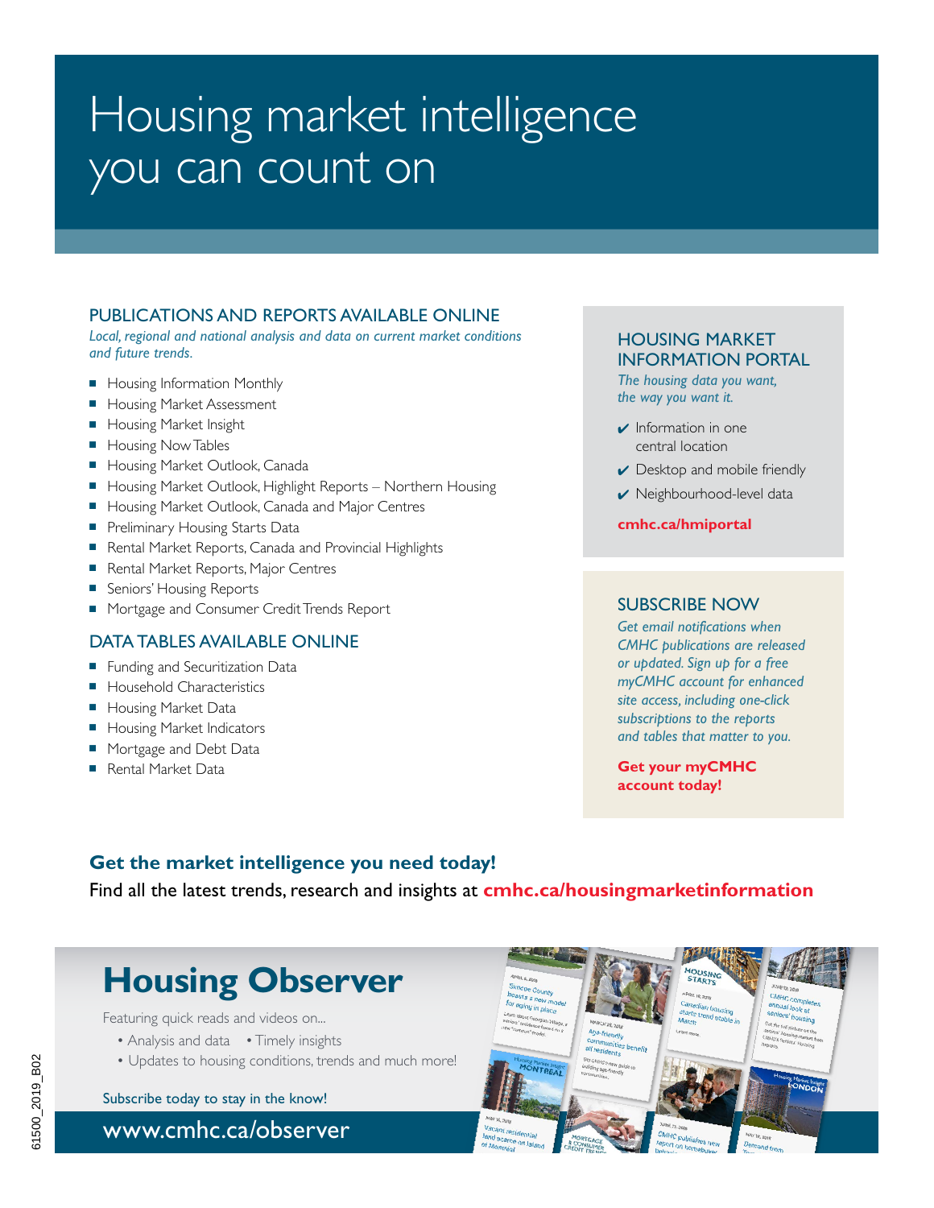# Housing market intelligence you can count on

## PUBLICATIONS AND REPORTS AVAILABLE ONLINE

*Local, regional and national analysis and data on current market conditions and future trends.*

- Housing Information Monthly
- Housing Market Assessment
- Housing Market Insight
- Housing Now Tables
- Housing Market Outlook, Canada
- Housing Market Outlook, Highlight Reports – Northern Housing
- Housing Market Outlook, Canada and Major Centres
- Preliminary Housing Starts Data
- Rental Market Reports, Canada and Provincial Highlights
- Rental Market Reports, Major Centres
- Seniors' Housing Reports
- Mortgage and Consumer Credit Trends Report

## DATA TABLES AVAILABLE ONLINE

- Funding and Securitization Data
- Household Characteristics
- Housing Market Data
- Housing Market Indicators
- Mortgage and Debt Data
- Rental Market Data

## HOUSING MARKET INFORMATION PORTAL

*The housing data you want, the way you want it.*

- ✔ Information in one central location
- ✔ Desktop and mobile friendly
- ✔ Neighbourhood-level data

**cmhc.ca/hmiportal**

## SUBSCRIBE NOW

*Get email notifications when CMHC publications are released or updated. Sign up for a free myCMHC account for enhanced site access, including one-click subscriptions to the reports and tables that matter to you.*

**Get your myCMHC account today!**

**Get the market intelligence you need today!**

Find all the latest trends, research and insights at **cmhc.ca/housingmarketinformation**

# Housing Observer

Featuring quick reads and videos on...

- Analysis and data
- Timely insights
- Updates to housing conditions, trends and much more!

Subscribe today to stay in the know!

www.cmhc.ca/observer

61500_2019_B02